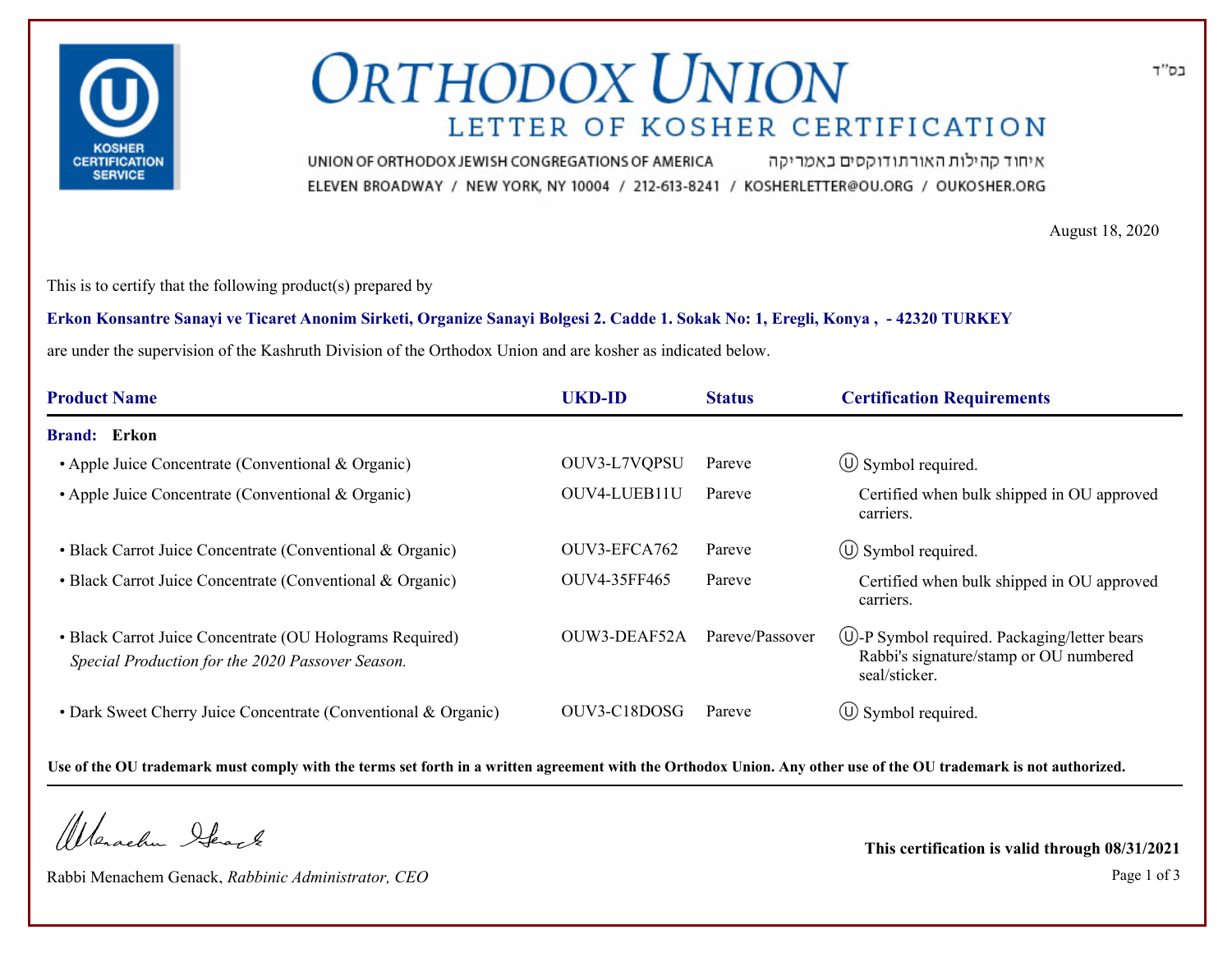בס"ד

# ORTHODOX UNION

## LETTER OF KOSHER CERTIFICATION

UNION OF ORTHODOX JEWISH CONGREGATIONS OF AMERICA איחוד קהילות האורתודוקסים באמריקה

ELEVEN BROADWAY / NEW YORK, NY 10004 / 212-613-8241 / KOSHERLETTER@OU.ORG / OUKOSHER.ORG

August 18, 2020

This is to certify that the following product(s) prepared by

**Erkon Konsantre Sanayi ve Ticaret Anonim Sirketi, Organize Sanayi Bolgesi 2. Cadde 1. Sokak No: 1, Eregli, Konya , - 42320 TURKEY**

are under the supervision of the Kashruth Division of the Orthodox Union and are kosher as indicated below.

| Product Name | UKD-ID | Status | Certification Requirements |
|---|---|---|---|
| **Brand: Erkon** | | | |
| • Apple Juice Concentrate (Conventional & Organic) | OUV3-L7VQPSU | Pareve | Ⓤ Symbol required. |
| • Apple Juice Concentrate (Conventional & Organic) | OUV4-LUEB11U | Pareve | Certified when bulk shipped in OU approved carriers. |
| • Black Carrot Juice Concentrate (Conventional & Organic) | OUV3-EFCA762 | Pareve | Ⓤ Symbol required. |
| • Black Carrot Juice Concentrate (Conventional & Organic) | OUV4-35FF465 | Pareve | Certified when bulk shipped in OU approved carriers. |
| • Black Carrot Juice Concentrate (OU Holograms Required) *Special Production for the 2020 Passover Season.* | OUW3-DEAF52A | Pareve/Passover | Ⓤ-P Symbol required. Packaging/letter bears Rabbi's signature/stamp or OU numbered seal/sticker. |
| • Dark Sweet Cherry Juice Concentrate (Conventional & Organic) | OUV3-C18DOSG | Pareve | Ⓤ Symbol required. |

**Use of the OU trademark must comply with the terms set forth in a written agreement with the Orthodox Union. Any other use of the OU trademark is not authorized.**

Rabbi Menachem Genack, *Rabbinic Administrator, CEO*

**This certification is valid through 08/31/2021**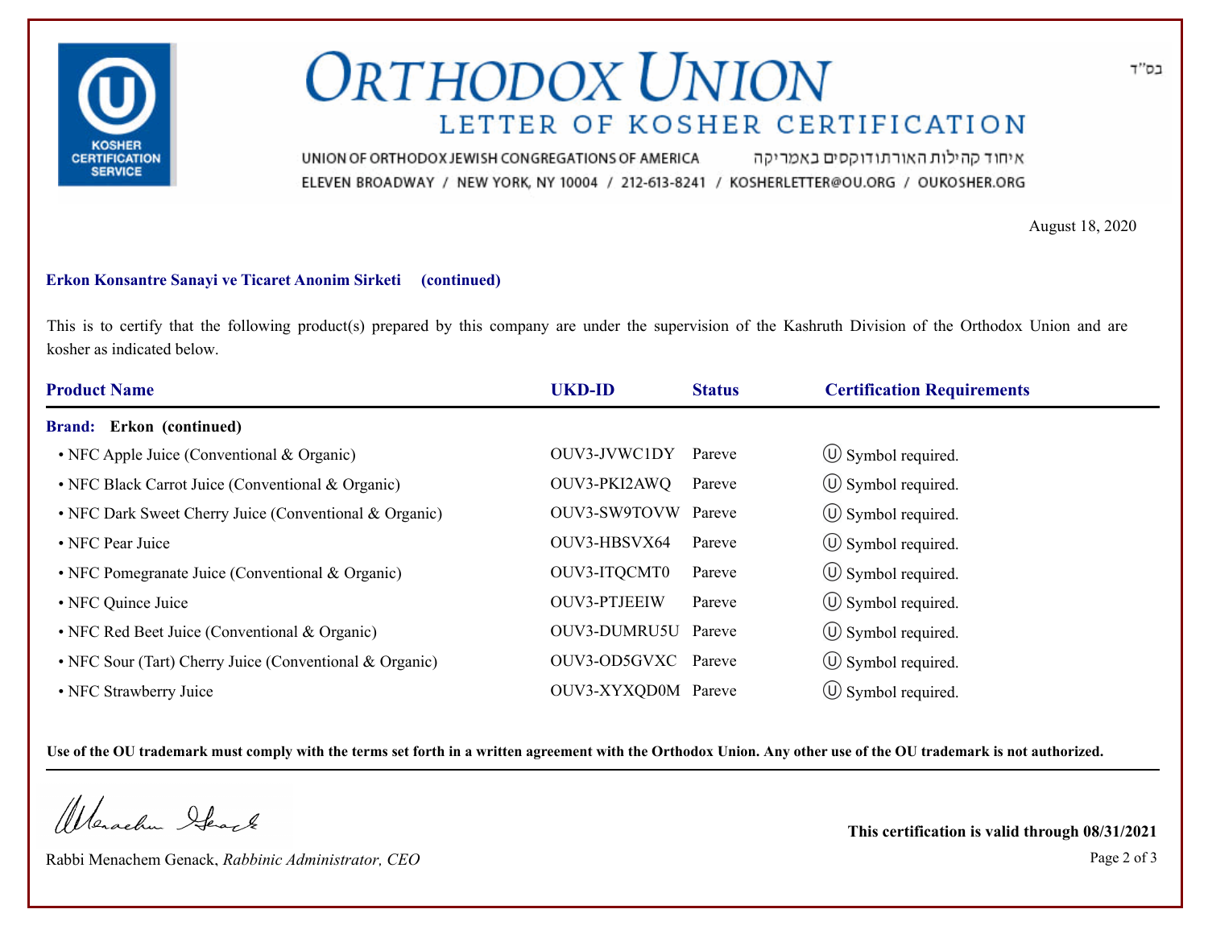בס"ד

# ORTHODOX UNION

## LETTER OF KOSHER CERTIFICATION

UNION OF ORTHODOX JEWISH CONGREGATIONS OF AMERICA איחוד קהילות האורתודוקסים באמריקה

ELEVEN BROADWAY / NEW YORK, NY 10004 / 212-613-8241 / KOSHERLETTER@OU.ORG / OUKOSHER.ORG

August 18, 2020

**Erkon Konsantre Sanayi ve Ticaret Anonim Sirketi (continued)**

This is to certify that the following product(s) prepared by this company are under the supervision of the Kashruth Division of the Orthodox Union and are kosher as indicated below.

| Product Name | UKD-ID | Status | Certification Requirements |
|---|---|---|---|
| **Brand: Erkon (continued)** | | | |
| • NFC Apple Juice (Conventional & Organic) | OUV3-JVWC1DY | Pareve | Ⓤ Symbol required. |
| • NFC Black Carrot Juice (Conventional & Organic) | OUV3-PKI2AWQ | Pareve | Ⓤ Symbol required. |
| • NFC Dark Sweet Cherry Juice (Conventional & Organic) | OUV3-SW9TOVW | Pareve | Ⓤ Symbol required. |
| • NFC Pear Juice | OUV3-HBSVX64 | Pareve | Ⓤ Symbol required. |
| • NFC Pomegranate Juice (Conventional & Organic) | OUV3-ITQCMT0 | Pareve | Ⓤ Symbol required. |
| • NFC Quince Juice | OUV3-PTJEEIW | Pareve | Ⓤ Symbol required. |
| • NFC Red Beet Juice (Conventional & Organic) | OUV3-DUMRU5U | Pareve | Ⓤ Symbol required. |
| • NFC Sour (Tart) Cherry Juice (Conventional & Organic) | OUV3-OD5GVXC | Pareve | Ⓤ Symbol required. |
| • NFC Strawberry Juice | OUV3-XYXQD0M | Pareve | Ⓤ Symbol required. |

**Use of the OU trademark must comply with the terms set forth in a written agreement with the Orthodox Union. Any other use of the OU trademark is not authorized.**

Rabbi Menachem Genack, *Rabbinic Administrator, CEO*

**This certification is valid through 08/31/2021**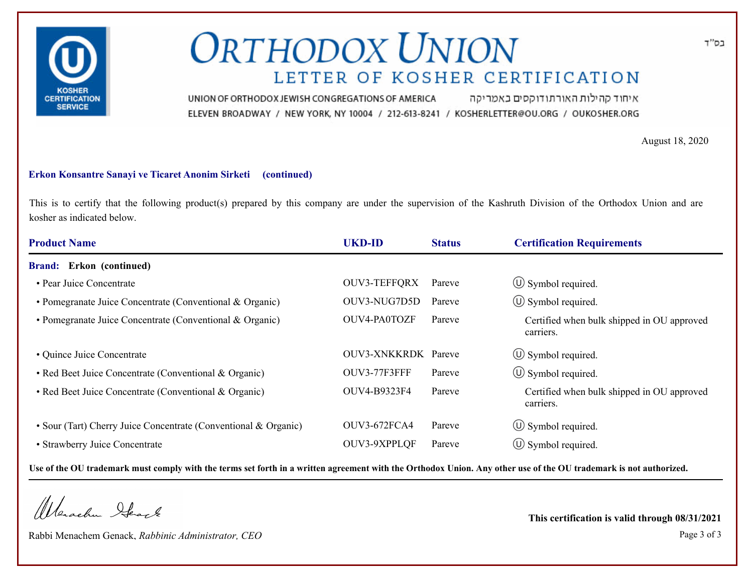# ORTHODOX UNION
## LETTER OF KOSHER CERTIFICATION

KOSHER CERTIFICATION SERVICE

בס"ד

UNION OF ORTHODOX JEWISH CONGREGATIONS OF AMERICA איחוד קהילות האורתודוקסים באמריקה

ELEVEN BROADWAY / NEW YORK, NY 10004 / 212-613-8241 / KOSHERLETTER@OU.ORG / OUKOSHER.ORG

August 18, 2020

**Erkon Konsantre Sanayi ve Ticaret Anonim Sirketi (continued)**

This is to certify that the following product(s) prepared by this company are under the supervision of the Kashruth Division of the Orthodox Union and are kosher as indicated below.

| Product Name | UKD-ID | Status | Certification Requirements |
|---|---|---|---|
| **Brand: Erkon (continued)** | | | |
| • Pear Juice Concentrate | OUV3-TEFFQRX | Pareve | Ⓤ Symbol required. |
| • Pomegranate Juice Concentrate (Conventional & Organic) | OUV3-NUG7D5D | Pareve | Ⓤ Symbol required. |
| • Pomegranate Juice Concentrate (Conventional & Organic) | OUV4-PA0TOZF | Pareve | Certified when bulk shipped in OU approved carriers. |
| • Quince Juice Concentrate | OUV3-XNKKRDK | Pareve | Ⓤ Symbol required. |
| • Red Beet Juice Concentrate (Conventional & Organic) | OUV3-77F3FFF | Pareve | Ⓤ Symbol required. |
| • Red Beet Juice Concentrate (Conventional & Organic) | OUV4-B9323F4 | Pareve | Certified when bulk shipped in OU approved carriers. |
| • Sour (Tart) Cherry Juice Concentrate (Conventional & Organic) | OUV3-672FCA4 | Pareve | Ⓤ Symbol required. |
| • Strawberry Juice Concentrate | OUV3-9XPPLQF | Pareve | Ⓤ Symbol required. |

**Use of the OU trademark must comply with the terms set forth in a written agreement with the Orthodox Union. Any other use of the OU trademark is not authorized.**

Rabbi Menachem Genack, *Rabbinic Administrator, CEO*

**This certification is valid through 08/31/2021**